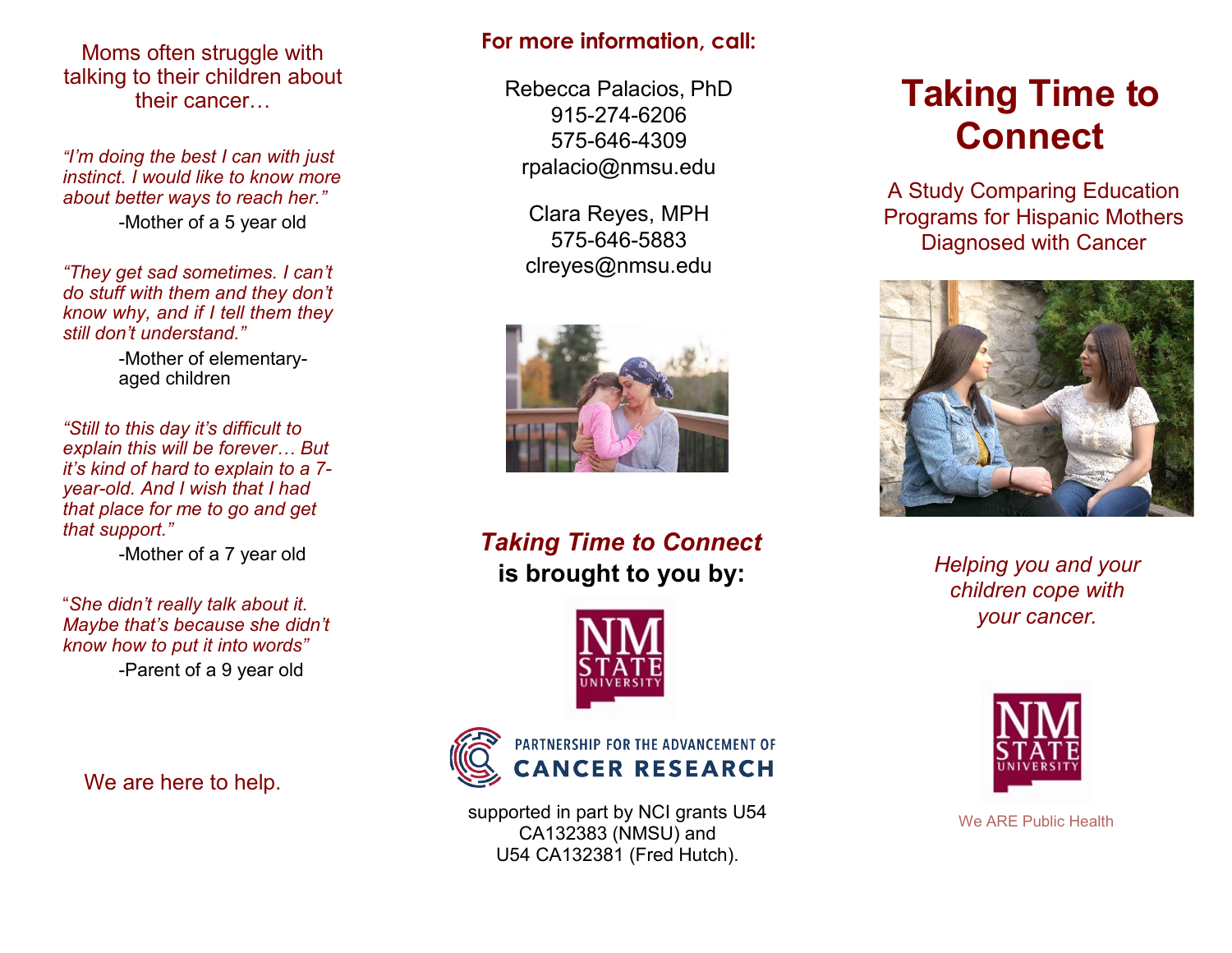Moms often struggle with talking to their children about their cancer…

*"I'm doing the best I can with just instinct. I would like to know more about better ways to reach her."*

-Mother of a 5 year old

*"They get sad sometimes. I can't do stuff with them and they don't know why, and if I tell them they still don't understand."*

-Mother of elementary-aged children

*"Still to this day it's difficult to explain this will be forever… But it's kind of hard to explain to a 7-year-old. And I wish that I had that place for me to go and get that support."*

-Mother of a 7 year old

"*She didn't really talk about it. Maybe that's because she didn't know how to put it into words"*

-Parent of a 9 year old

We are here to help.

**For more information, call:**

Rebecca Palacios, PhD
915-274-6206
575-646-4309
rpalacio@nmsu.edu

Clara Reyes, MPH
575-646-5883
clreyes@nmsu.edu

***Taking Time to Connect*** **is brought to you by:**

NM STATE UNIVERSITY

PARTNERSHIP FOR THE ADVANCEMENT OF CANCER RESEARCH

supported in part by NCI grants U54 CA132383 (NMSU) and U54 CA132381 (Fred Hutch).

# Taking Time to Connect

A Study Comparing Education Programs for Hispanic Mothers Diagnosed with Cancer

*Helping you and your children cope with your cancer.*

NM STATE UNIVERSITY

We ARE Public Health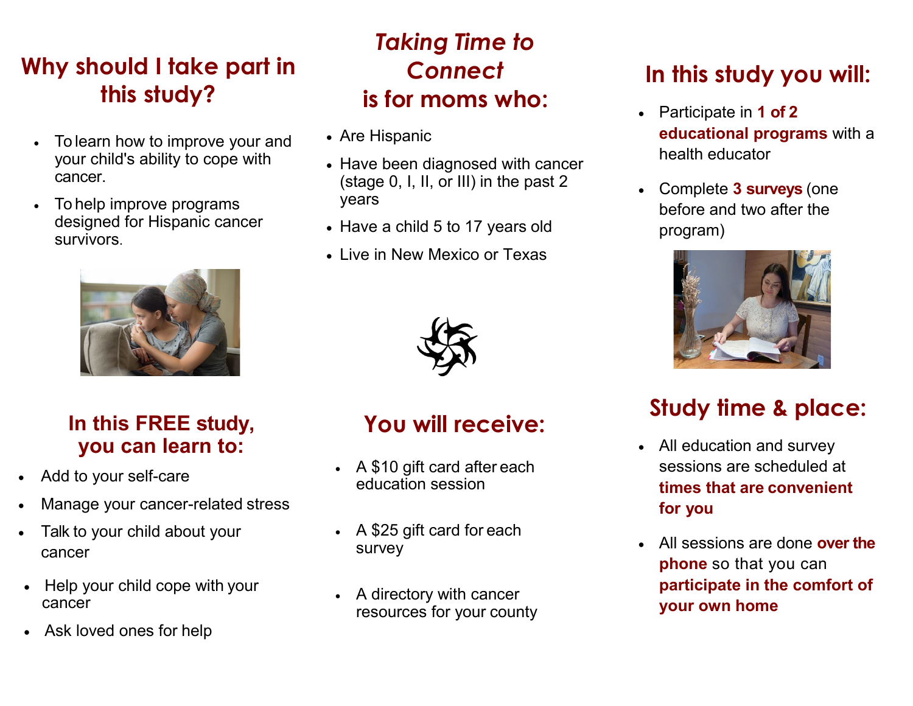## Why should I take part in this study?

- To learn how to improve your and your child's ability to cope with cancer.
- To help improve programs designed for Hispanic cancer survivors.

## In this FREE study, you can learn to:

- Add to your self-care
- Manage your cancer-related stress
- Talk to your child about your cancer
- Help your child cope with your cancer
- Ask loved ones for help

## *Taking Time to Connect* is for moms who:

- Are Hispanic
- Have been diagnosed with cancer (stage 0, I, II, or III) in the past 2 years
- Have a child 5 to 17 years old
- Live in New Mexico or Texas

## You will receive:

- A $10 gift card after each education session
- A $25 gift card for each survey
- A directory with cancer resources for your county

## In this study you will:

- Participate in **1 of 2 educational programs** with a health educator
- Complete **3 surveys** (one before and two after the program)

## Study time & place:

- All education and survey sessions are scheduled at **times that are convenient for you**
- All sessions are done **over the phone** so that you can **participate in the comfort of your own home**